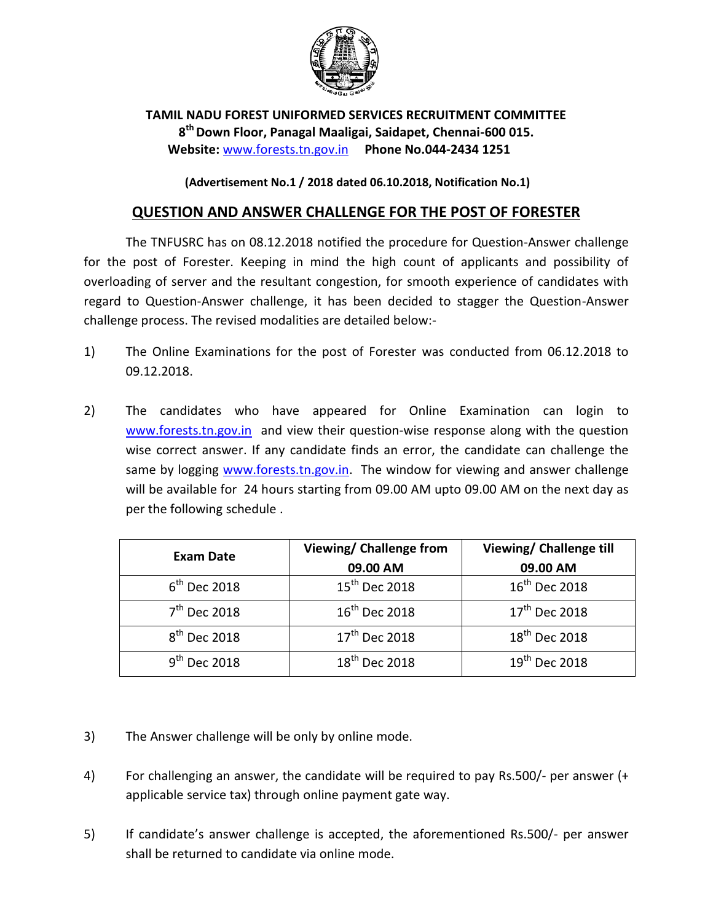**TAMIL NADU FOREST UNIFORMED SERVICES RECRUITMENT COMMITTEE**
**8th Down Floor, Panagal Maaligai, Saidapet, Chennai-600 015.**
**Website:** www.forests.tn.gov.in **Phone No.044-2434 1251**

**(Advertisement No.1 / 2018 dated 06.10.2018, Notification No.1)**

## QUESTION AND ANSWER CHALLENGE FOR THE POST OF FORESTER

The TNFUSRC has on 08.12.2018 notified the procedure for Question-Answer challenge for the post of Forester. Keeping in mind the high count of applicants and possibility of overloading of server and the resultant congestion, for smooth experience of candidates with regard to Question-Answer challenge, it has been decided to stagger the Question-Answer challenge process. The revised modalities are detailed below:-

1) The Online Examinations for the post of Forester was conducted from 06.12.2018 to 09.12.2018.

2) The candidates who have appeared for Online Examination can login to www.forests.tn.gov.in and view their question-wise response along with the question wise correct answer. If any candidate finds an error, the candidate can challenge the same by logging www.forests.tn.gov.in. The window for viewing and answer challenge will be available for 24 hours starting from 09.00 AM upto 09.00 AM on the next day as per the following schedule .

| Exam Date | Viewing/ Challenge from 09.00 AM | Viewing/ Challenge till 09.00 AM |
|---|---|---|
| 6th Dec 2018 | 15th Dec 2018 | 16th Dec 2018 |
| 7th Dec 2018 | 16th Dec 2018 | 17th Dec 2018 |
| 8th Dec 2018 | 17th Dec 2018 | 18th Dec 2018 |
| 9th Dec 2018 | 18th Dec 2018 | 19th Dec 2018 |

3) The Answer challenge will be only by online mode.

4) For challenging an answer, the candidate will be required to pay Rs.500/- per answer (+ applicable service tax) through online payment gate way.

5) If candidate's answer challenge is accepted, the aforementioned Rs.500/- per answer shall be returned to candidate via online mode.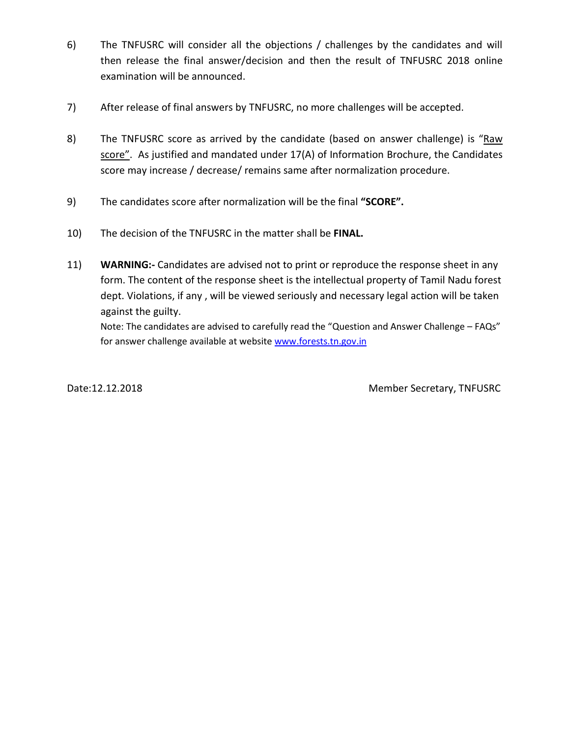6) The TNFUSRC will consider all the objections / challenges by the candidates and will then release the final answer/decision and then the result of TNFUSRC 2018 online examination will be announced.

7) After release of final answers by TNFUSRC, no more challenges will be accepted.

8) The TNFUSRC score as arrived by the candidate (based on answer challenge) is "Raw score". As justified and mandated under 17(A) of Information Brochure, the Candidates score may increase / decrease/ remains same after normalization procedure.

9) The candidates score after normalization will be the final **"SCORE".**

10) The decision of the TNFUSRC in the matter shall be **FINAL.**

11) **WARNING:-** Candidates are advised not to print or reproduce the response sheet in any form. The content of the response sheet is the intellectual property of Tamil Nadu forest dept. Violations, if any , will be viewed seriously and necessary legal action will be taken against the guilty.

Note: The candidates are advised to carefully read the "Question and Answer Challenge – FAQs" for answer challenge available at website www.forests.tn.gov.in

Date:12.12.2018

Member Secretary, TNFUSRC